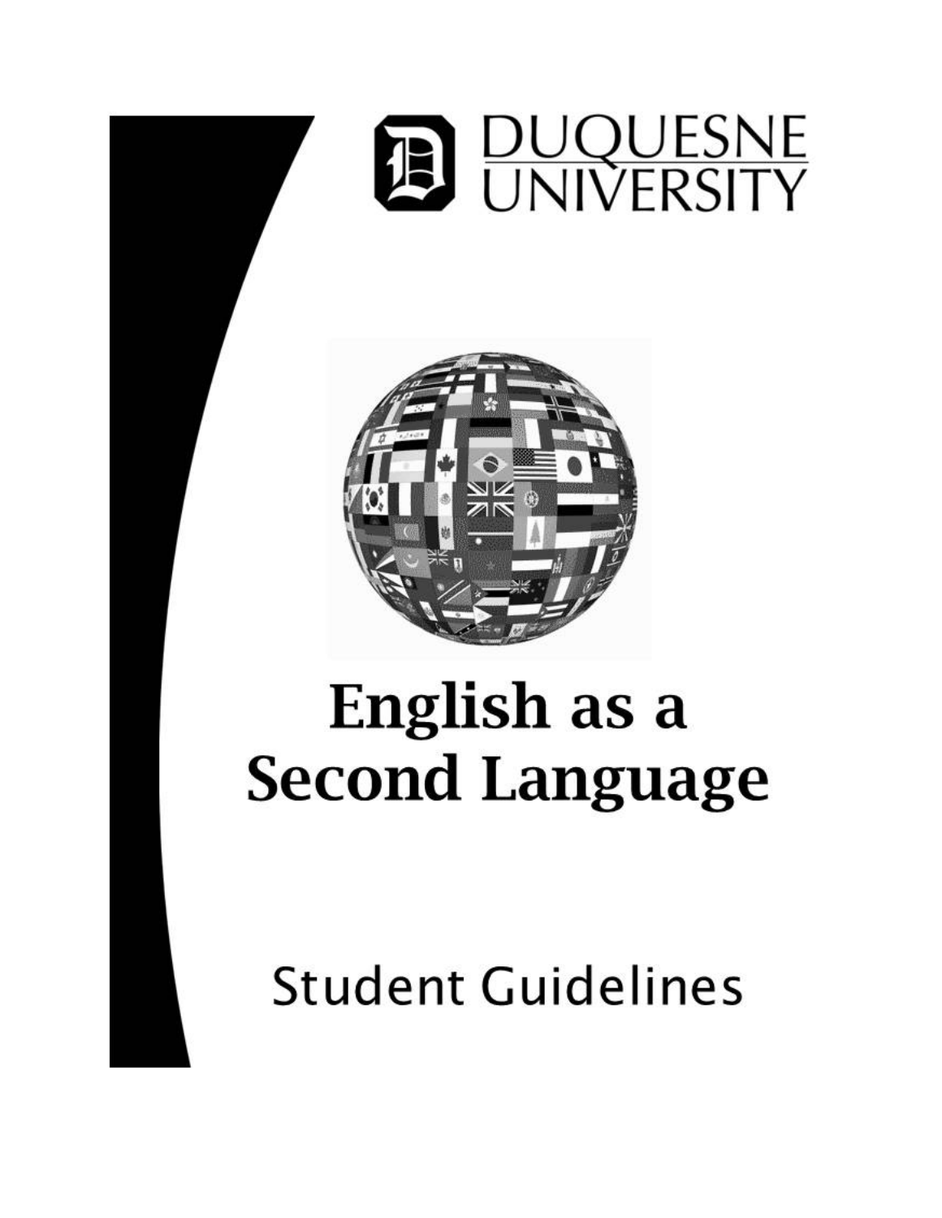DUQUESNE UNIVERSITY

# English as a Second Language

## Student Guidelines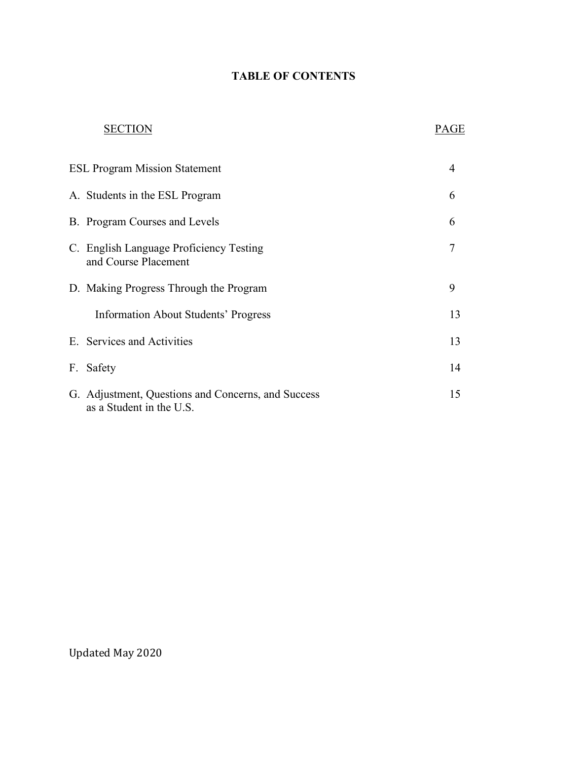# TABLE OF CONTENTS

| SECTION | PAGE |
|---|---|
| ESL Program Mission Statement | 4 |
| A. Students in the ESL Program | 6 |
| B. Program Courses and Levels | 6 |
| C. English Language Proficiency Testing and Course Placement | 7 |
| D. Making Progress Through the Program | 9 |
| Information About Students' Progress | 13 |
| E. Services and Activities | 13 |
| F. Safety | 14 |
| G. Adjustment, Questions and Concerns, and Success as a Student in the U.S. | 15 |

Updated May 2020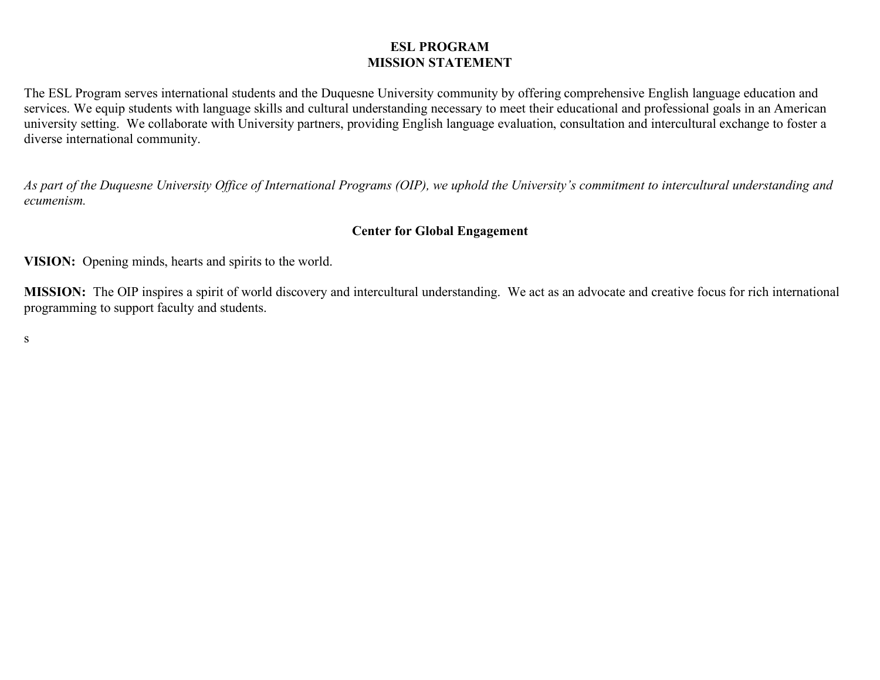## ESL PROGRAM
## MISSION STATEMENT

The ESL Program serves international students and the Duquesne University community by offering comprehensive English language education and services. We equip students with language skills and cultural understanding necessary to meet their educational and professional goals in an American university setting. We collaborate with University partners, providing English language evaluation, consultation and intercultural exchange to foster a diverse international community.

*As part of the Duquesne University Office of International Programs (OIP), we uphold the University's commitment to intercultural understanding and ecumenism.*

### Center for Global Engagement

**VISION:** Opening minds, hearts and spirits to the world.

**MISSION:** The OIP inspires a spirit of world discovery and intercultural understanding. We act as an advocate and creative focus for rich international programming to support faculty and students.

s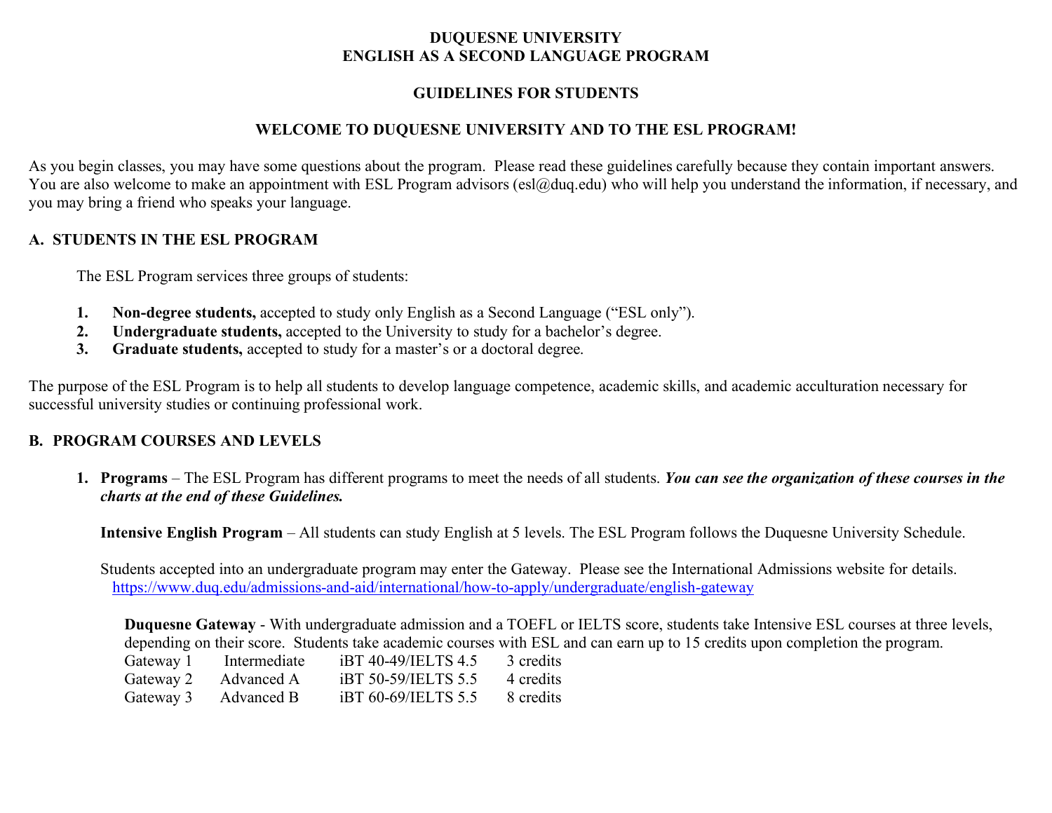# DUQUESNE UNIVERSITY
# ENGLISH AS A SECOND LANGUAGE PROGRAM

## GUIDELINES FOR STUDENTS

## WELCOME TO DUQUESNE UNIVERSITY AND TO THE ESL PROGRAM!

As you begin classes, you may have some questions about the program. Please read these guidelines carefully because they contain important answers. You are also welcome to make an appointment with ESL Program advisors (esl@duq.edu) who will help you understand the information, if necessary, and you may bring a friend who speaks your language.

## A. STUDENTS IN THE ESL PROGRAM

The ESL Program services three groups of students:

1. **Non-degree students,** accepted to study only English as a Second Language ("ESL only").
2. **Undergraduate students,** accepted to the University to study for a bachelor's degree.
3. **Graduate students,** accepted to study for a master's or a doctoral degree.

The purpose of the ESL Program is to help all students to develop language competence, academic skills, and academic acculturation necessary for successful university studies or continuing professional work.

## B. PROGRAM COURSES AND LEVELS

1. **Programs** – The ESL Program has different programs to meet the needs of all students. ***You can see the organization of these courses in the charts at the end of these Guidelines.***

   **Intensive English Program** – All students can study English at 5 levels. The ESL Program follows the Duquesne University Schedule.

   Students accepted into an undergraduate program may enter the Gateway. Please see the International Admissions website for details. https://www.duq.edu/admissions-and-aid/international/how-to-apply/undergraduate/english-gateway

   **Duquesne Gateway** - With undergraduate admission and a TOEFL or IELTS score, students take Intensive ESL courses at three levels, depending on their score. Students take academic courses with ESL and can earn up to 15 credits upon completion the program.

   | | | | |
   |---|---|---|---|
   | Gateway 1 | Intermediate | iBT 40-49/IELTS 4.5 | 3 credits |
   | Gateway 2 | Advanced A | iBT 50-59/IELTS 5.5 | 4 credits |
   | Gateway 3 | Advanced B | iBT 60-69/IELTS 5.5 | 8 credits |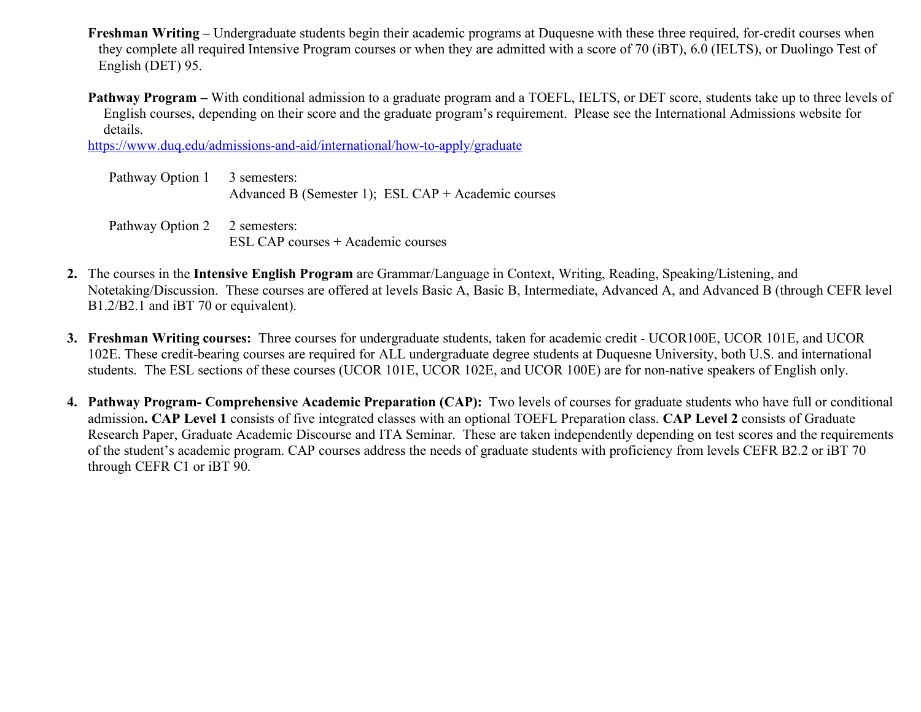**Freshman Writing –** Undergraduate students begin their academic programs at Duquesne with these three required, for-credit courses when they complete all required Intensive Program courses or when they are admitted with a score of 70 (iBT), 6.0 (IELTS), or Duolingo Test of English (DET) 95.

**Pathway Program –** With conditional admission to a graduate program and a TOEFL, IELTS, or DET score, students take up to three levels of English courses, depending on their score and the graduate program's requirement. Please see the International Admissions website for details.
https://www.duq.edu/admissions-and-aid/international/how-to-apply/graduate

Pathway Option 1 — 3 semesters:
Advanced B (Semester 1); ESL CAP + Academic courses

Pathway Option 2 — 2 semesters:
ESL CAP courses + Academic courses

2. The courses in the **Intensive English Program** are Grammar/Language in Context, Writing, Reading, Speaking/Listening, and Notetaking/Discussion. These courses are offered at levels Basic A, Basic B, Intermediate, Advanced A, and Advanced B (through CEFR level B1.2/B2.1 and iBT 70 or equivalent).

3. **Freshman Writing courses:** Three courses for undergraduate students, taken for academic credit - UCOR100E, UCOR 101E, and UCOR 102E. These credit-bearing courses are required for ALL undergraduate degree students at Duquesne University, both U.S. and international students. The ESL sections of these courses (UCOR 101E, UCOR 102E, and UCOR 100E) are for non-native speakers of English only.

4. **Pathway Program- Comprehensive Academic Preparation (CAP):** Two levels of courses for graduate students who have full or conditional admission**. CAP Level 1** consists of five integrated classes with an optional TOEFL Preparation class. **CAP Level 2** consists of Graduate Research Paper, Graduate Academic Discourse and ITA Seminar. These are taken independently depending on test scores and the requirements of the student's academic program. CAP courses address the needs of graduate students with proficiency from levels CEFR B2.2 or iBT 70 through CEFR C1 or iBT 90.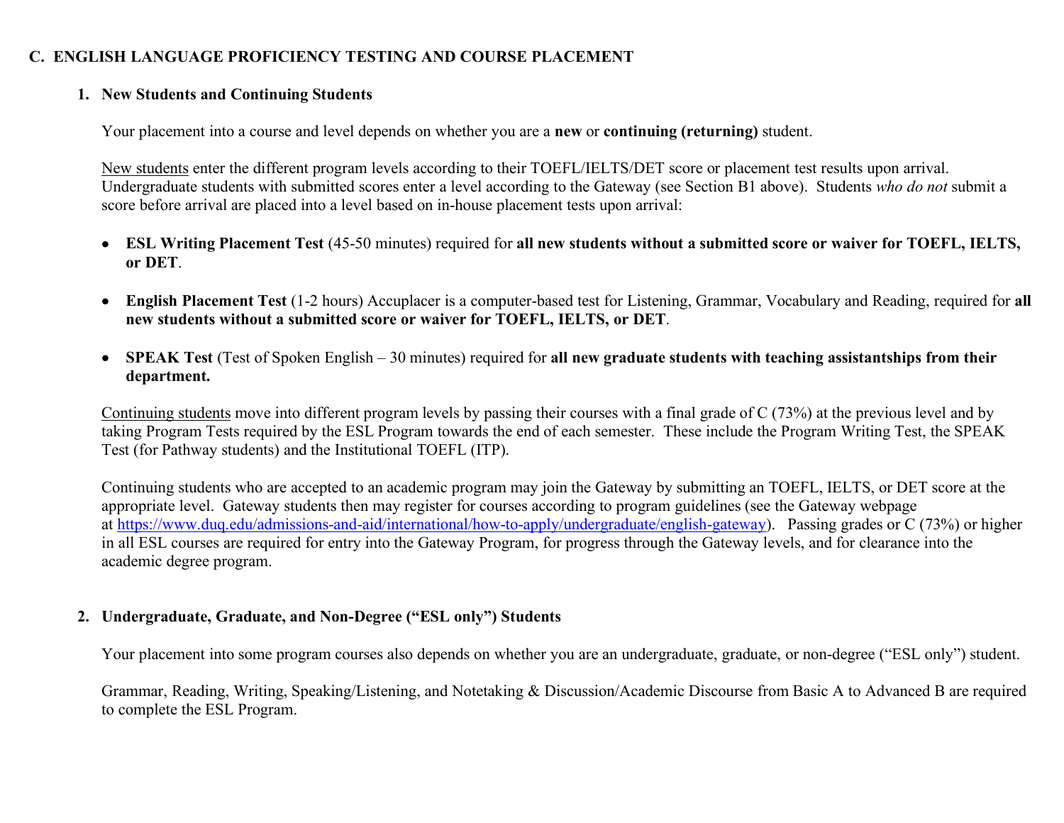## C. ENGLISH LANGUAGE PROFICIENCY TESTING AND COURSE PLACEMENT

### 1. New Students and Continuing Students

Your placement into a course and level depends on whether you are a **new** or **continuing (returning)** student.

New students enter the different program levels according to their TOEFL/IELTS/DET score or placement test results upon arrival. Undergraduate students with submitted scores enter a level according to the Gateway (see Section B1 above). Students *who do not* submit a score before arrival are placed into a level based on in-house placement tests upon arrival:

- **ESL Writing Placement Test** (45-50 minutes) required for **all new students without a submitted score or waiver for TOEFL, IELTS, or DET**.
- **English Placement Test** (1-2 hours) Accuplacer is a computer-based test for Listening, Grammar, Vocabulary and Reading, required for **all new students without a submitted score or waiver for TOEFL, IELTS, or DET**.
- **SPEAK Test** (Test of Spoken English – 30 minutes) required for **all new graduate students with teaching assistantships from their department.**

Continuing students move into different program levels by passing their courses with a final grade of C (73%) at the previous level and by taking Program Tests required by the ESL Program towards the end of each semester. These include the Program Writing Test, the SPEAK Test (for Pathway students) and the Institutional TOEFL (ITP).

Continuing students who are accepted to an academic program may join the Gateway by submitting an TOEFL, IELTS, or DET score at the appropriate level. Gateway students then may register for courses according to program guidelines (see the Gateway webpage at https://www.duq.edu/admissions-and-aid/international/how-to-apply/undergraduate/english-gateway). Passing grades or C (73%) or higher in all ESL courses are required for entry into the Gateway Program, for progress through the Gateway levels, and for clearance into the academic degree program.

### 2. Undergraduate, Graduate, and Non-Degree ("ESL only") Students

Your placement into some program courses also depends on whether you are an undergraduate, graduate, or non-degree ("ESL only") student.

Grammar, Reading, Writing, Speaking/Listening, and Notetaking & Discussion/Academic Discourse from Basic A to Advanced B are required to complete the ESL Program.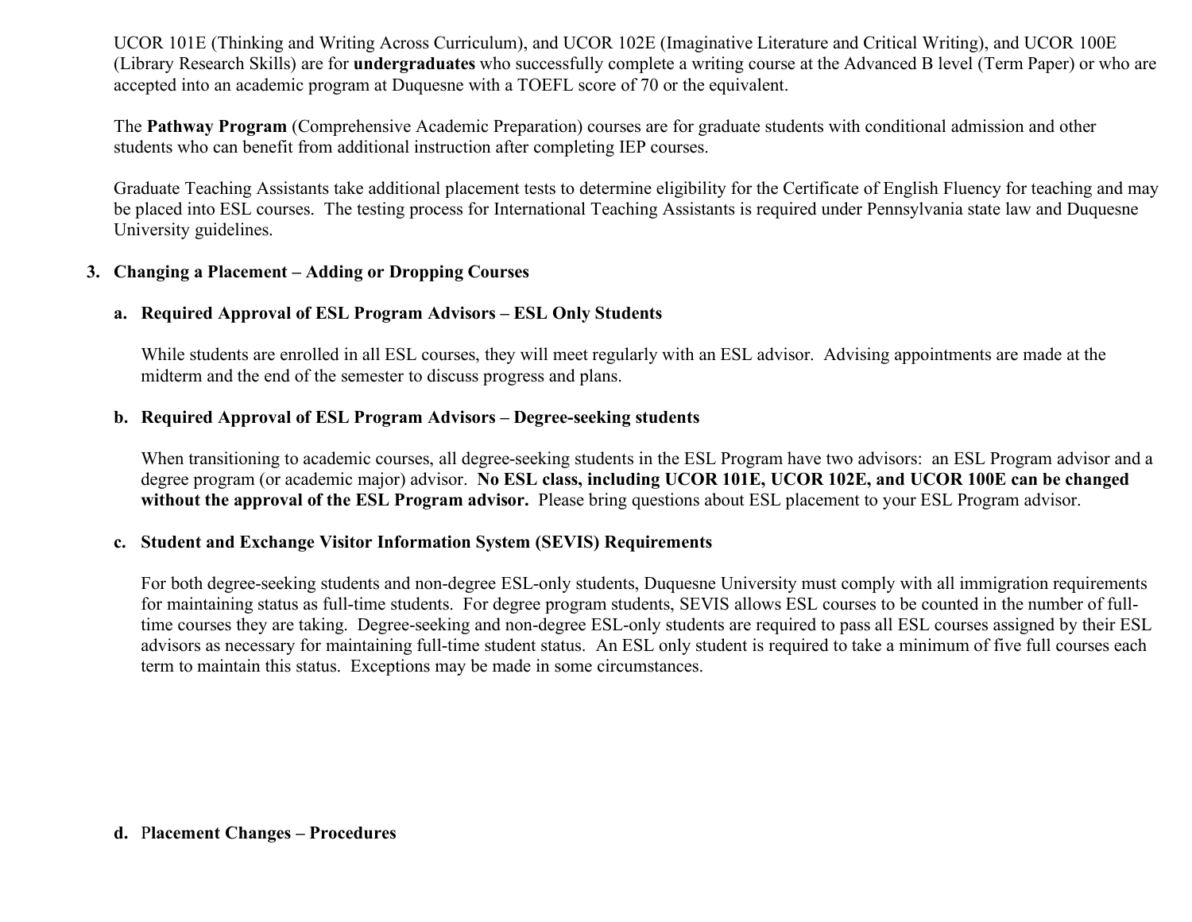UCOR 101E (Thinking and Writing Across Curriculum), and UCOR 102E (Imaginative Literature and Critical Writing), and UCOR 100E (Library Research Skills) are for **undergraduates** who successfully complete a writing course at the Advanced B level (Term Paper) or who are accepted into an academic program at Duquesne with a TOEFL score of 70 or the equivalent.

The **Pathway Program** (Comprehensive Academic Preparation) courses are for graduate students with conditional admission and other students who can benefit from additional instruction after completing IEP courses.

Graduate Teaching Assistants take additional placement tests to determine eligibility for the Certificate of English Fluency for teaching and may be placed into ESL courses. The testing process for International Teaching Assistants is required under Pennsylvania state law and Duquesne University guidelines.

### 3. Changing a Placement – Adding or Dropping Courses

#### a. Required Approval of ESL Program Advisors – ESL Only Students

While students are enrolled in all ESL courses, they will meet regularly with an ESL advisor. Advising appointments are made at the midterm and the end of the semester to discuss progress and plans.

#### b. Required Approval of ESL Program Advisors – Degree-seeking students

When transitioning to academic courses, all degree-seeking students in the ESL Program have two advisors: an ESL Program advisor and a degree program (or academic major) advisor. **No ESL class, including UCOR 101E, UCOR 102E, and UCOR 100E can be changed without the approval of the ESL Program advisor.** Please bring questions about ESL placement to your ESL Program advisor.

#### c. Student and Exchange Visitor Information System (SEVIS) Requirements

For both degree-seeking students and non-degree ESL-only students, Duquesne University must comply with all immigration requirements for maintaining status as full-time students. For degree program students, SEVIS allows ESL courses to be counted in the number of full-time courses they are taking. Degree-seeking and non-degree ESL-only students are required to pass all ESL courses assigned by their ESL advisors as necessary for maintaining full-time student status. An ESL only student is required to take a minimum of five full courses each term to maintain this status. Exceptions may be made in some circumstances.

#### d. Placement Changes – Procedures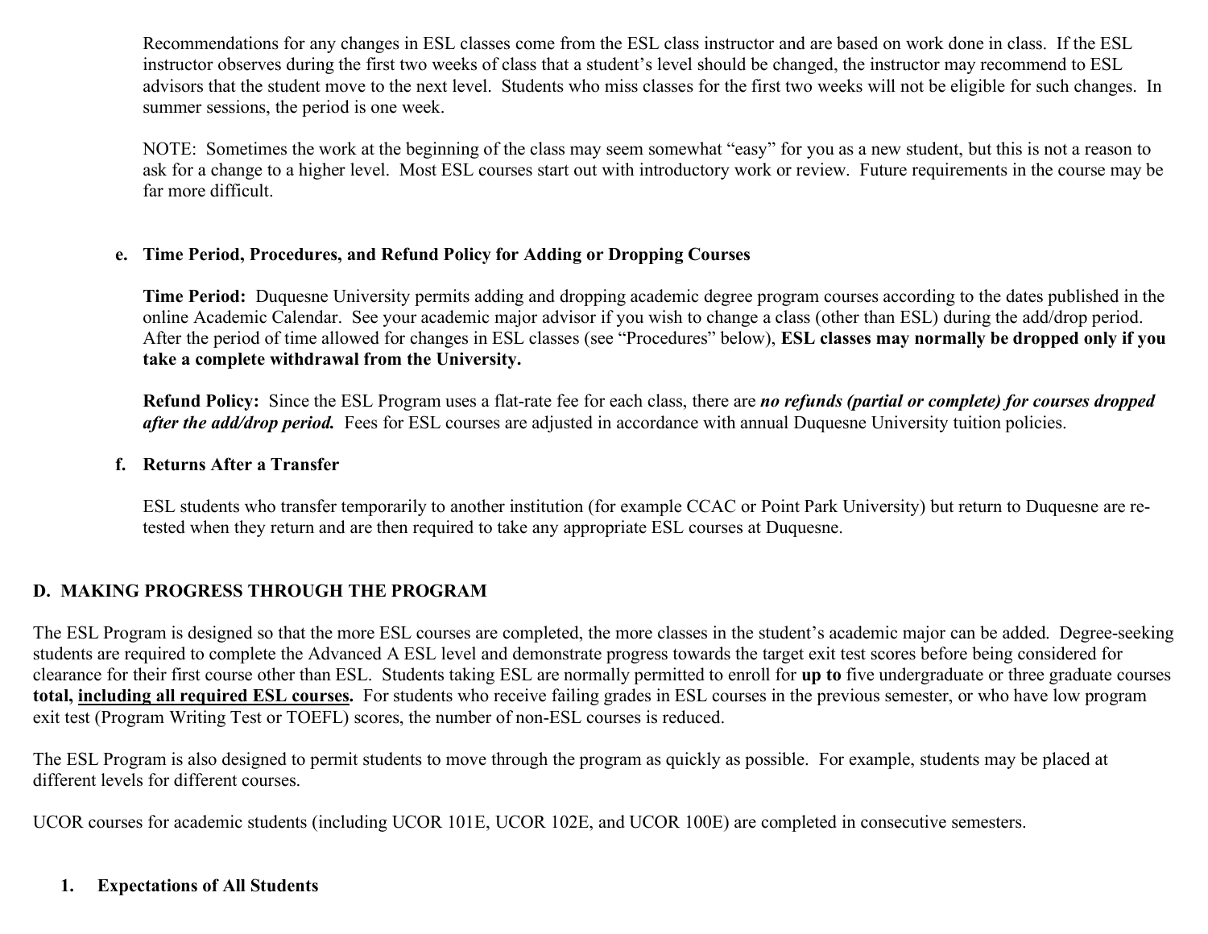Recommendations for any changes in ESL classes come from the ESL class instructor and are based on work done in class. If the ESL instructor observes during the first two weeks of class that a student's level should be changed, the instructor may recommend to ESL advisors that the student move to the next level. Students who miss classes for the first two weeks will not be eligible for such changes. In summer sessions, the period is one week.

NOTE: Sometimes the work at the beginning of the class may seem somewhat "easy" for you as a new student, but this is not a reason to ask for a change to a higher level. Most ESL courses start out with introductory work or review. Future requirements in the course may be far more difficult.

### e. Time Period, Procedures, and Refund Policy for Adding or Dropping Courses

**Time Period:** Duquesne University permits adding and dropping academic degree program courses according to the dates published in the online Academic Calendar. See your academic major advisor if you wish to change a class (other than ESL) during the add/drop period. After the period of time allowed for changes in ESL classes (see "Procedures" below), **ESL classes may normally be dropped only if you take a complete withdrawal from the University.**

**Refund Policy:** Since the ESL Program uses a flat-rate fee for each class, there are ***no refunds (partial or complete) for courses dropped after the add/drop period.*** Fees for ESL courses are adjusted in accordance with annual Duquesne University tuition policies.

### f. Returns After a Transfer

ESL students who transfer temporarily to another institution (for example CCAC or Point Park University) but return to Duquesne are re-tested when they return and are then required to take any appropriate ESL courses at Duquesne.

## D. MAKING PROGRESS THROUGH THE PROGRAM

The ESL Program is designed so that the more ESL courses are completed, the more classes in the student's academic major can be added. Degree-seeking students are required to complete the Advanced A ESL level and demonstrate progress towards the target exit test scores before being considered for clearance for their first course other than ESL. Students taking ESL are normally permitted to enroll for **up to** five undergraduate or three graduate courses **total, <u>including all required ESL courses</u>.** For students who receive failing grades in ESL courses in the previous semester, or who have low program exit test (Program Writing Test or TOEFL) scores, the number of non-ESL courses is reduced.

The ESL Program is also designed to permit students to move through the program as quickly as possible. For example, students may be placed at different levels for different courses.

UCOR courses for academic students (including UCOR 101E, UCOR 102E, and UCOR 100E) are completed in consecutive semesters.

### 1. Expectations of All Students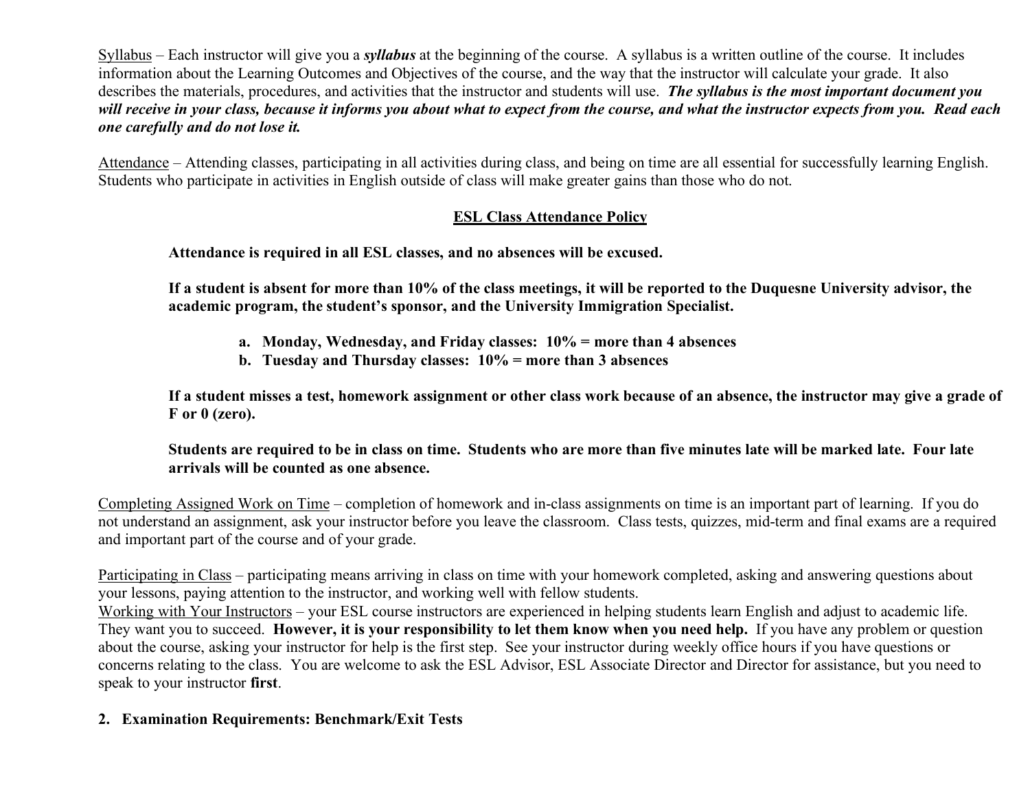<u>Syllabus</u> – Each instructor will give you a ***syllabus*** at the beginning of the course. A syllabus is a written outline of the course. It includes information about the Learning Outcomes and Objectives of the course, and the way that the instructor will calculate your grade. It also describes the materials, procedures, and activities that the instructor and students will use. ***The syllabus is the most important document you will receive in your class, because it informs you about what to expect from the course, and what the instructor expects from you. Read each one carefully and do not lose it.***

<u>Attendance</u> – Attending classes, participating in all activities during class, and being on time are all essential for successfully learning English. Students who participate in activities in English outside of class will make greater gains than those who do not.

**<u>ESL Class Attendance Policy</u>**

> **Attendance is required in all ESL classes, and no absences will be excused.**
>
> **If a student is absent for more than 10% of the class meetings, it will be reported to the Duquesne University advisor, the academic program, the student's sponsor, and the University Immigration Specialist.**
>
> a. **Monday, Wednesday, and Friday classes: 10% = more than 4 absences**
> b. **Tuesday and Thursday classes: 10% = more than 3 absences**
>
> **If a student misses a test, homework assignment or other class work because of an absence, the instructor may give a grade of F or 0 (zero).**
>
> **Students are required to be in class on time. Students who are more than five minutes late will be marked late. Four late arrivals will be counted as one absence.**

<u>Completing Assigned Work on Time</u> – completion of homework and in-class assignments on time is an important part of learning. If you do not understand an assignment, ask your instructor before you leave the classroom. Class tests, quizzes, mid-term and final exams are a required and important part of the course and of your grade.

<u>Participating in Class</u> – participating means arriving in class on time with your homework completed, asking and answering questions about your lessons, paying attention to the instructor, and working well with fellow students.

<u>Working with Your Instructors</u> – your ESL course instructors are experienced in helping students learn English and adjust to academic life. They want you to succeed. **However, it is your responsibility to let them know when you need help.** If you have any problem or question about the course, asking your instructor for help is the first step. See your instructor during weekly office hours if you have questions or concerns relating to the class. You are welcome to ask the ESL Advisor, ESL Associate Director and Director for assistance, but you need to speak to your instructor **first**.

**2. Examination Requirements: Benchmark/Exit Tests**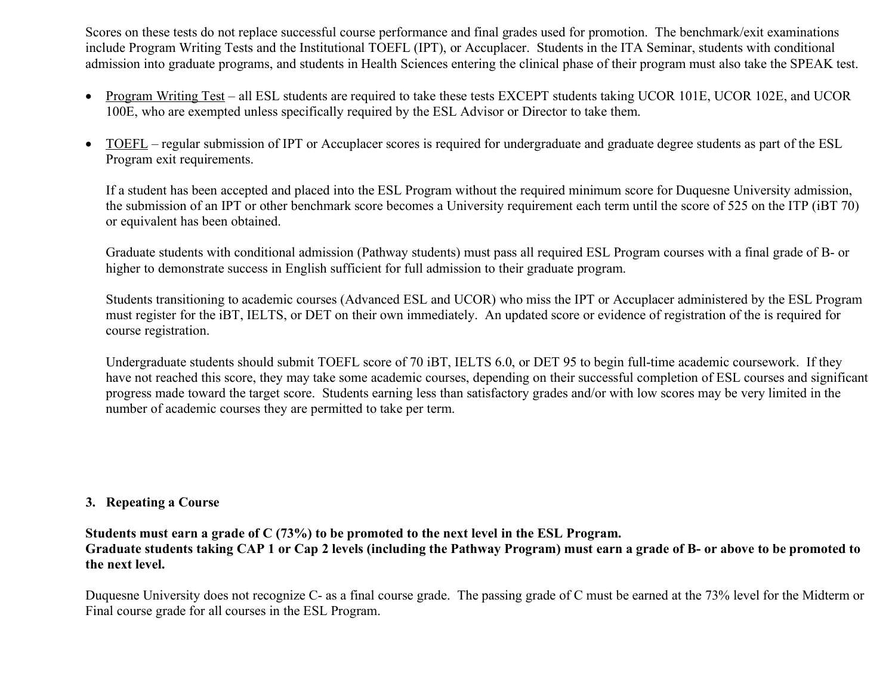Scores on these tests do not replace successful course performance and final grades used for promotion. The benchmark/exit examinations include Program Writing Tests and the Institutional TOEFL (IPT), or Accuplacer. Students in the ITA Seminar, students with conditional admission into graduate programs, and students in Health Sciences entering the clinical phase of their program must also take the SPEAK test.

- Program Writing Test – all ESL students are required to take these tests EXCEPT students taking UCOR 101E, UCOR 102E, and UCOR 100E, who are exempted unless specifically required by the ESL Advisor or Director to take them.

- TOEFL – regular submission of IPT or Accuplacer scores is required for undergraduate and graduate degree students as part of the ESL Program exit requirements.

  If a student has been accepted and placed into the ESL Program without the required minimum score for Duquesne University admission, the submission of an IPT or other benchmark score becomes a University requirement each term until the score of 525 on the ITP (iBT 70) or equivalent has been obtained.

  Graduate students with conditional admission (Pathway students) must pass all required ESL Program courses with a final grade of B- or higher to demonstrate success in English sufficient for full admission to their graduate program.

  Students transitioning to academic courses (Advanced ESL and UCOR) who miss the IPT or Accuplacer administered by the ESL Program must register for the iBT, IELTS, or DET on their own immediately. An updated score or evidence of registration of the is required for course registration.

  Undergraduate students should submit TOEFL score of 70 iBT, IELTS 6.0, or DET 95 to begin full-time academic coursework. If they have not reached this score, they may take some academic courses, depending on their successful completion of ESL courses and significant progress made toward the target score. Students earning less than satisfactory grades and/or with low scores may be very limited in the number of academic courses they are permitted to take per term.

### 3. Repeating a Course

**Students must earn a grade of C (73%) to be promoted to the next level in the ESL Program.**
**Graduate students taking CAP 1 or Cap 2 levels (including the Pathway Program) must earn a grade of B- or above to be promoted to the next level.**

Duquesne University does not recognize C- as a final course grade. The passing grade of C must be earned at the 73% level for the Midterm or Final course grade for all courses in the ESL Program.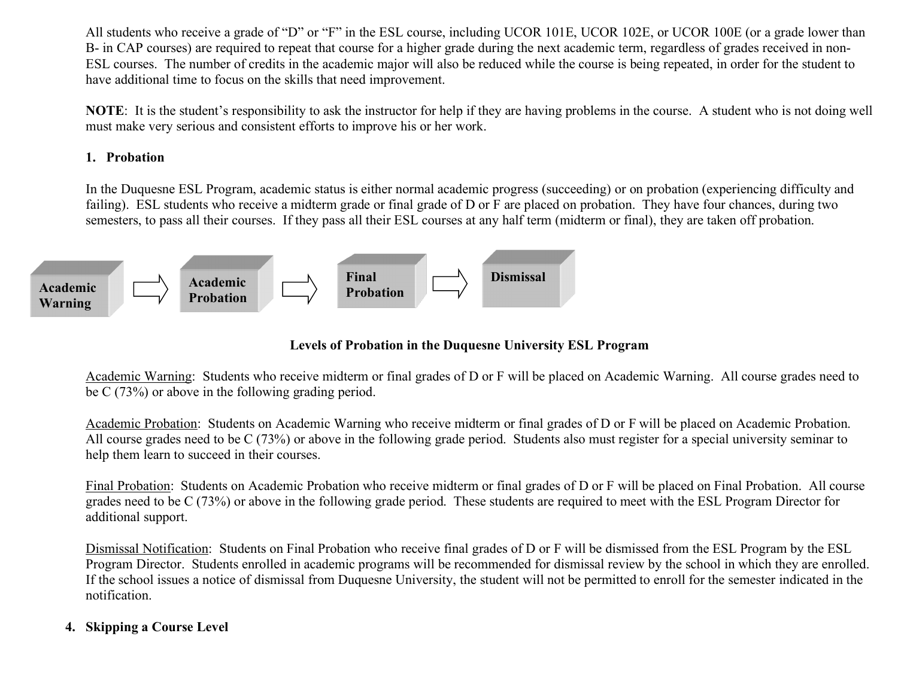All students who receive a grade of “D” or “F” in the ESL course, including UCOR 101E, UCOR 102E, or UCOR 100E (or a grade lower than B- in CAP courses) are required to repeat that course for a higher grade during the next academic term, regardless of grades received in non-ESL courses. The number of credits in the academic major will also be reduced while the course is being repeated, in order for the student to have additional time to focus on the skills that need improvement.

**NOTE**: It is the student’s responsibility to ask the instructor for help if they are having problems in the course. A student who is not doing well must make very serious and consistent efforts to improve his or her work.

### 1. Probation

In the Duquesne ESL Program, academic status is either normal academic progress (succeeding) or on probation (experiencing difficulty and failing). ESL students who receive a midterm grade or final grade of D or F are placed on probation. They have four chances, during two semesters, to pass all their courses. If they pass all their ESL courses at any half term (midterm or final), they are taken off probation.

**Academic Warning** ⇒ **Academic Probation** ⇒ **Final Probation** ⇒ **Dismissal**

**Levels of Probation in the Duquesne University ESL Program**

Academic Warning: Students who receive midterm or final grades of D or F will be placed on Academic Warning. All course grades need to be C (73%) or above in the following grading period.

Academic Probation: Students on Academic Warning who receive midterm or final grades of D or F will be placed on Academic Probation. All course grades need to be C (73%) or above in the following grade period. Students also must register for a special university seminar to help them learn to succeed in their courses.

Final Probation: Students on Academic Probation who receive midterm or final grades of D or F will be placed on Final Probation. All course grades need to be C (73%) or above in the following grade period. These students are required to meet with the ESL Program Director for additional support.

Dismissal Notification: Students on Final Probation who receive final grades of D or F will be dismissed from the ESL Program by the ESL Program Director. Students enrolled in academic programs will be recommended for dismissal review by the school in which they are enrolled. If the school issues a notice of dismissal from Duquesne University, the student will not be permitted to enroll for the semester indicated in the notification.

### 4. Skipping a Course Level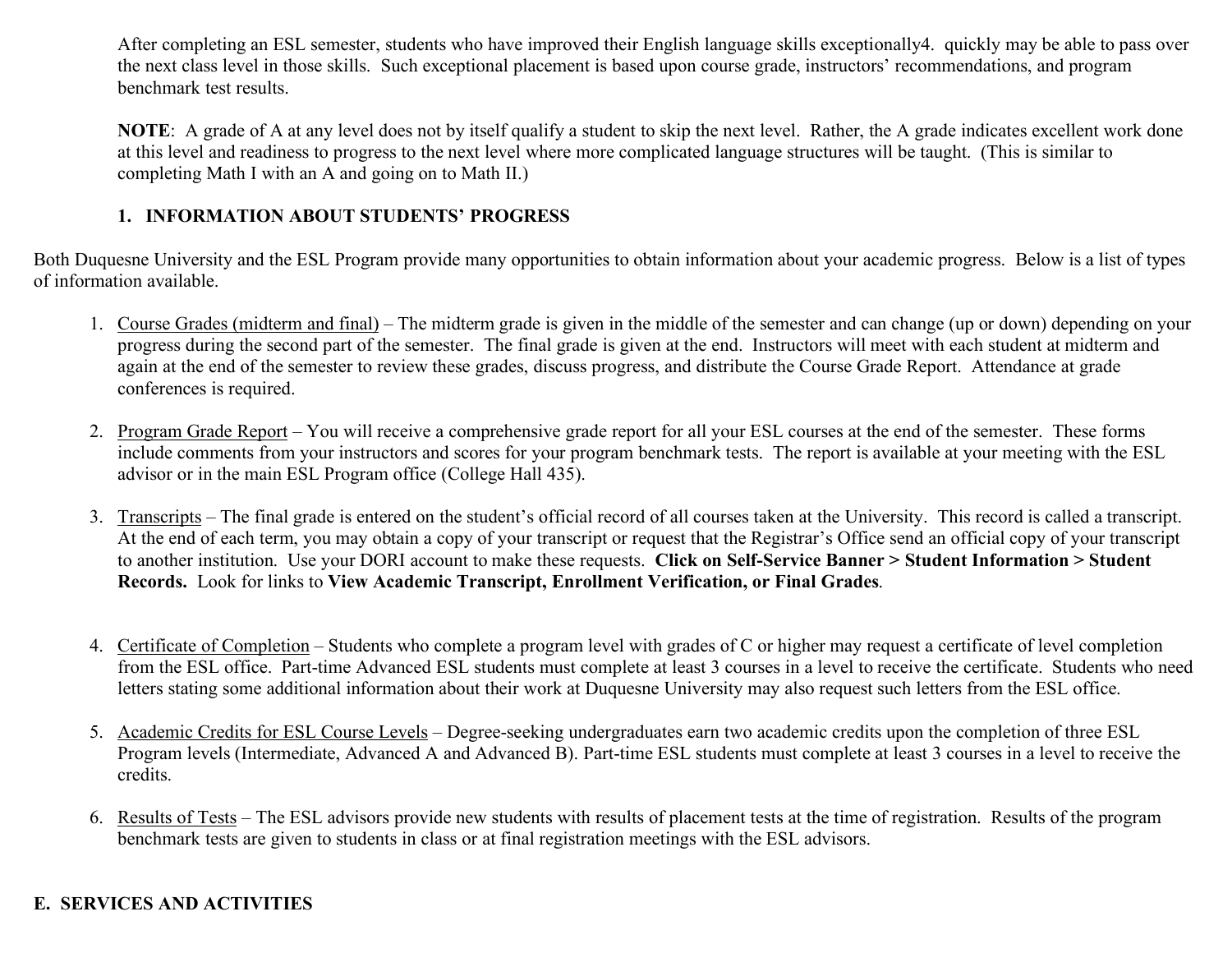After completing an ESL semester, students who have improved their English language skills exceptionally4. quickly may be able to pass over the next class level in those skills. Such exceptional placement is based upon course grade, instructors' recommendations, and program benchmark test results.

**NOTE**: A grade of A at any level does not by itself qualify a student to skip the next level. Rather, the A grade indicates excellent work done at this level and readiness to progress to the next level where more complicated language structures will be taught. (This is similar to completing Math I with an A and going on to Math II.)

### 1. INFORMATION ABOUT STUDENTS' PROGRESS

Both Duquesne University and the ESL Program provide many opportunities to obtain information about your academic progress. Below is a list of types of information available.

1. <u>Course Grades (midterm and final)</u> – The midterm grade is given in the middle of the semester and can change (up or down) depending on your progress during the second part of the semester. The final grade is given at the end. Instructors will meet with each student at midterm and again at the end of the semester to review these grades, discuss progress, and distribute the Course Grade Report. Attendance at grade conferences is required.

2. <u>Program Grade Report</u> – You will receive a comprehensive grade report for all your ESL courses at the end of the semester. These forms include comments from your instructors and scores for your program benchmark tests. The report is available at your meeting with the ESL advisor or in the main ESL Program office (College Hall 435).

3. <u>Transcripts</u> – The final grade is entered on the student's official record of all courses taken at the University. This record is called a transcript. At the end of each term, you may obtain a copy of your transcript or request that the Registrar's Office send an official copy of your transcript to another institution. Use your DORI account to make these requests. **Click on Self-Service Banner > Student Information > Student Records.** Look for links to **View Academic Transcript, Enrollment Verification, or Final Grades**.

4. <u>Certificate of Completion</u> – Students who complete a program level with grades of C or higher may request a certificate of level completion from the ESL office. Part-time Advanced ESL students must complete at least 3 courses in a level to receive the certificate. Students who need letters stating some additional information about their work at Duquesne University may also request such letters from the ESL office.

5. <u>Academic Credits for ESL Course Levels</u> – Degree-seeking undergraduates earn two academic credits upon the completion of three ESL Program levels (Intermediate, Advanced A and Advanced B). Part-time ESL students must complete at least 3 courses in a level to receive the credits.

6. <u>Results of Tests</u> – The ESL advisors provide new students with results of placement tests at the time of registration. Results of the program benchmark tests are given to students in class or at final registration meetings with the ESL advisors.

## E. SERVICES AND ACTIVITIES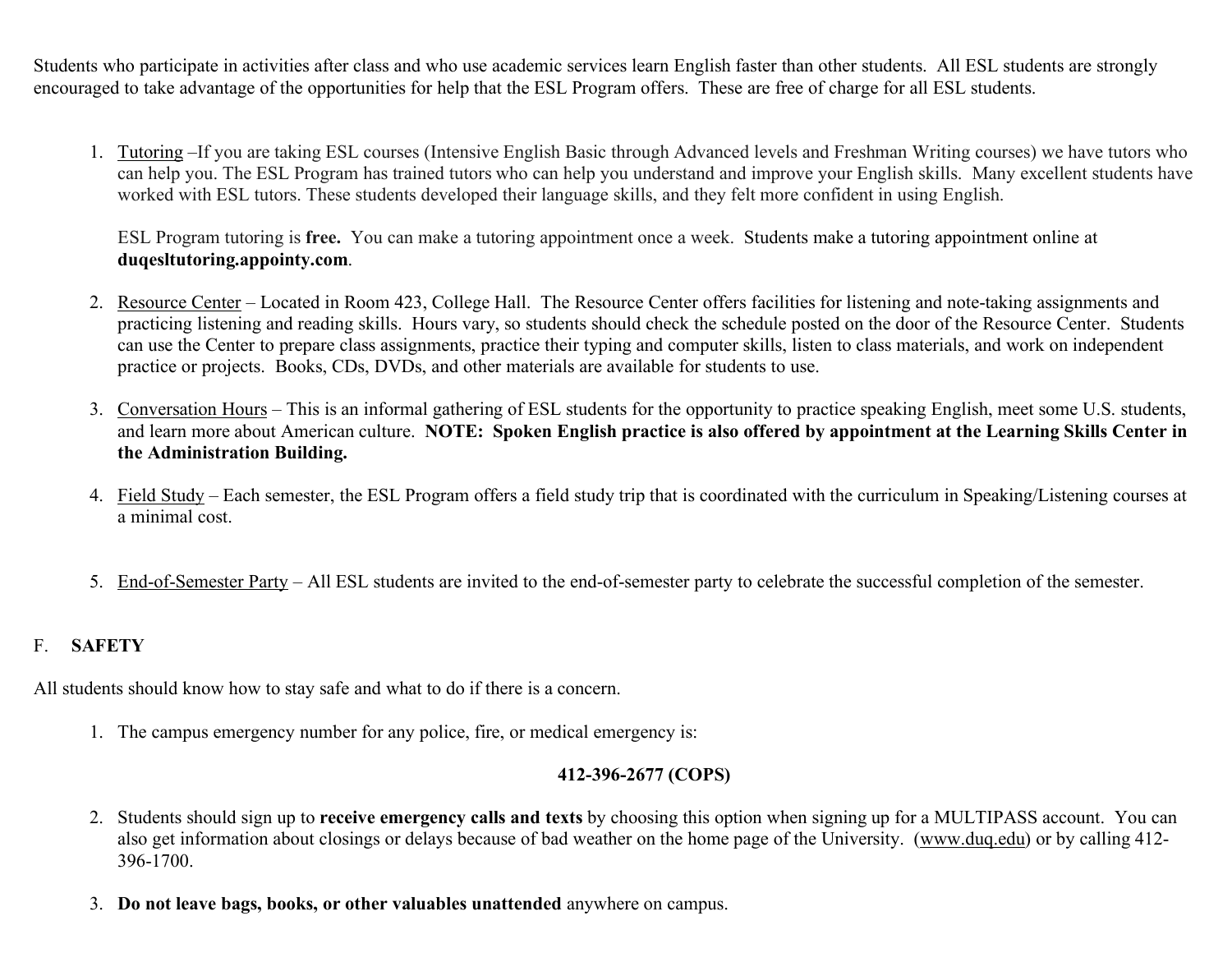Students who participate in activities after class and who use academic services learn English faster than other students. All ESL students are strongly encouraged to take advantage of the opportunities for help that the ESL Program offers. These are free of charge for all ESL students.

1. Tutoring –If you are taking ESL courses (Intensive English Basic through Advanced levels and Freshman Writing courses) we have tutors who can help you. The ESL Program has trained tutors who can help you understand and improve your English skills. Many excellent students have worked with ESL tutors. These students developed their language skills, and they felt more confident in using English.

   ESL Program tutoring is **free.** You can make a tutoring appointment once a week. Students make a tutoring appointment online at **duqesltutoring.appointy.com**.

2. Resource Center – Located in Room 423, College Hall. The Resource Center offers facilities for listening and note-taking assignments and practicing listening and reading skills. Hours vary, so students should check the schedule posted on the door of the Resource Center. Students can use the Center to prepare class assignments, practice their typing and computer skills, listen to class materials, and work on independent practice or projects. Books, CDs, DVDs, and other materials are available for students to use.

3. Conversation Hours – This is an informal gathering of ESL students for the opportunity to practice speaking English, meet some U.S. students, and learn more about American culture. **NOTE: Spoken English practice is also offered by appointment at the Learning Skills Center in the Administration Building.**

4. Field Study – Each semester, the ESL Program offers a field study trip that is coordinated with the curriculum in Speaking/Listening courses at a minimal cost.

5. End-of-Semester Party – All ESL students are invited to the end-of-semester party to celebrate the successful completion of the semester.

## F. SAFETY

All students should know how to stay safe and what to do if there is a concern.

1. The campus emergency number for any police, fire, or medical emergency is:

   **412-396-2677 (COPS)**

2. Students should sign up to **receive emergency calls and texts** by choosing this option when signing up for a MULTIPASS account. You can also get information about closings or delays because of bad weather on the home page of the University. (www.duq.edu) or by calling 412-396-1700.

3. **Do not leave bags, books, or other valuables unattended** anywhere on campus.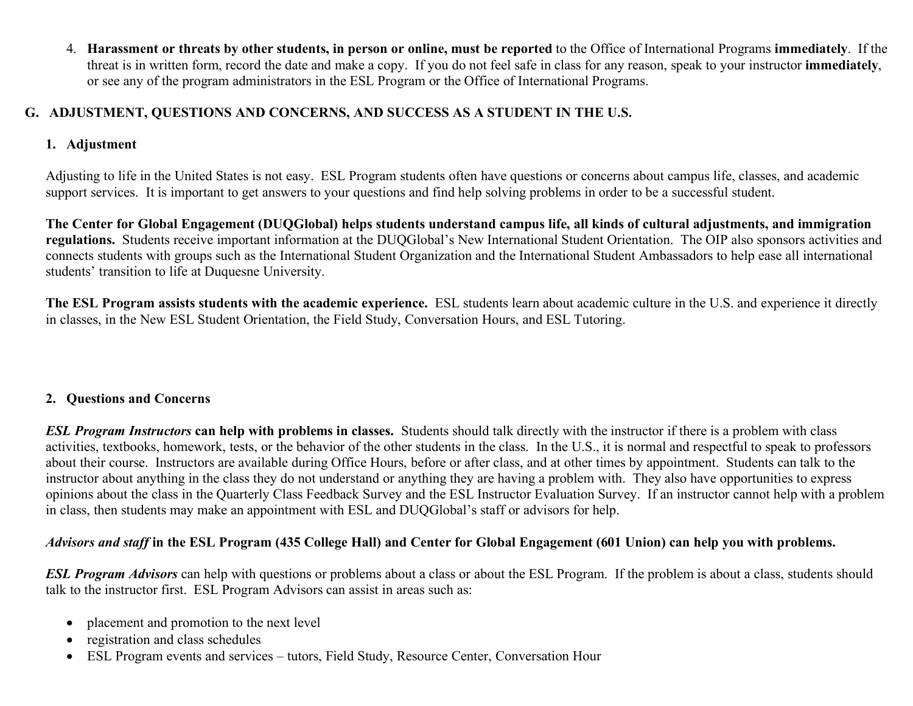4. **Harassment or threats by other students, in person or online, must be reported** to the Office of International Programs **immediately**. If the threat is in written form, record the date and make a copy. If you do not feel safe in class for any reason, speak to your instructor **immediately**, or see any of the program administrators in the ESL Program or the Office of International Programs.

## G. ADJUSTMENT, QUESTIONS AND CONCERNS, AND SUCCESS AS A STUDENT IN THE U.S.

### 1. Adjustment

Adjusting to life in the United States is not easy. ESL Program students often have questions or concerns about campus life, classes, and academic support services. It is important to get answers to your questions and find help solving problems in order to be a successful student.

**The Center for Global Engagement (DUQGlobal) helps students understand campus life, all kinds of cultural adjustments, and immigration regulations.** Students receive important information at the DUQGlobal's New International Student Orientation. The OIP also sponsors activities and connects students with groups such as the International Student Organization and the International Student Ambassadors to help ease all international students' transition to life at Duquesne University.

**The ESL Program assists students with the academic experience.** ESL students learn about academic culture in the U.S. and experience it directly in classes, in the New ESL Student Orientation, the Field Study, Conversation Hours, and ESL Tutoring.

### 2. Questions and Concerns

***ESL Program Instructors*** **can help with problems in classes.** Students should talk directly with the instructor if there is a problem with class activities, textbooks, homework, tests, or the behavior of the other students in the class. In the U.S., it is normal and respectful to speak to professors about their course. Instructors are available during Office Hours, before or after class, and at other times by appointment. Students can talk to the instructor about anything in the class they do not understand or anything they are having a problem with. They also have opportunities to express opinions about the class in the Quarterly Class Feedback Survey and the ESL Instructor Evaluation Survey. If an instructor cannot help with a problem in class, then students may make an appointment with ESL and DUQGlobal's staff or advisors for help.

***Advisors and staff*** **in the ESL Program (435 College Hall) and Center for Global Engagement (601 Union) can help you with problems.**

***ESL Program Advisors*** can help with questions or problems about a class or about the ESL Program. If the problem is about a class, students should talk to the instructor first. ESL Program Advisors can assist in areas such as:

- placement and promotion to the next level
- registration and class schedules
- ESL Program events and services – tutors, Field Study, Resource Center, Conversation Hour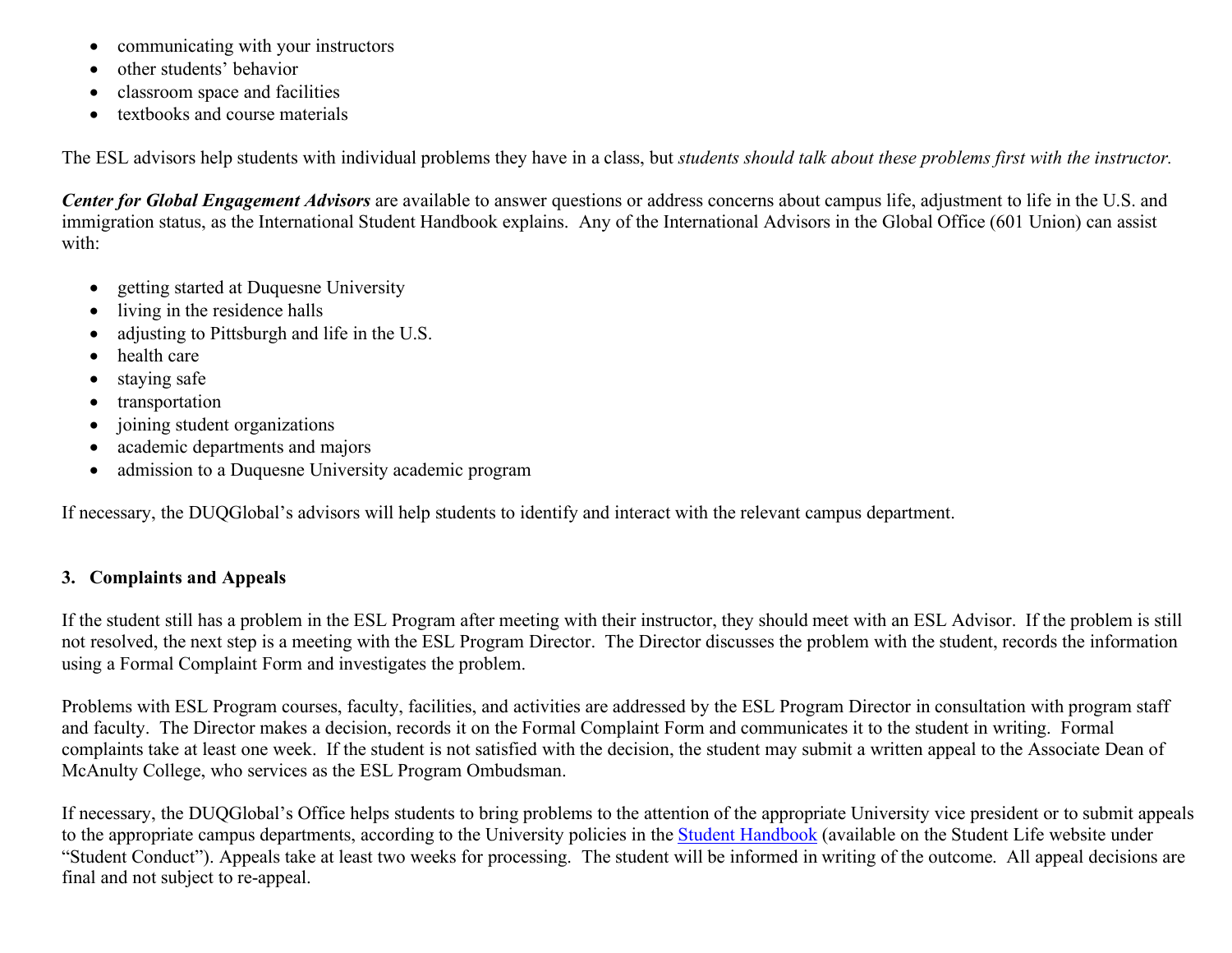- communicating with your instructors
- other students' behavior
- classroom space and facilities
- textbooks and course materials

The ESL advisors help students with individual problems they have in a class, but *students should talk about these problems first with the instructor.*

***Center for Global Engagement Advisors*** are available to answer questions or address concerns about campus life, adjustment to life in the U.S. and immigration status, as the International Student Handbook explains. Any of the International Advisors in the Global Office (601 Union) can assist with:

- getting started at Duquesne University
- living in the residence halls
- adjusting to Pittsburgh and life in the U.S.
- health care
- staying safe
- transportation
- joining student organizations
- academic departments and majors
- admission to a Duquesne University academic program

If necessary, the DUQGlobal's advisors will help students to identify and interact with the relevant campus department.

## 3. Complaints and Appeals

If the student still has a problem in the ESL Program after meeting with their instructor, they should meet with an ESL Advisor. If the problem is still not resolved, the next step is a meeting with the ESL Program Director. The Director discusses the problem with the student, records the information using a Formal Complaint Form and investigates the problem.

Problems with ESL Program courses, faculty, facilities, and activities are addressed by the ESL Program Director in consultation with program staff and faculty. The Director makes a decision, records it on the Formal Complaint Form and communicates it to the student in writing. Formal complaints take at least one week. If the student is not satisfied with the decision, the student may submit a written appeal to the Associate Dean of McAnulty College, who services as the ESL Program Ombudsman.

If necessary, the DUQGlobal's Office helps students to bring problems to the attention of the appropriate University vice president or to submit appeals to the appropriate campus departments, according to the University policies in the Student Handbook (available on the Student Life website under "Student Conduct"). Appeals take at least two weeks for processing. The student will be informed in writing of the outcome. All appeal decisions are final and not subject to re-appeal.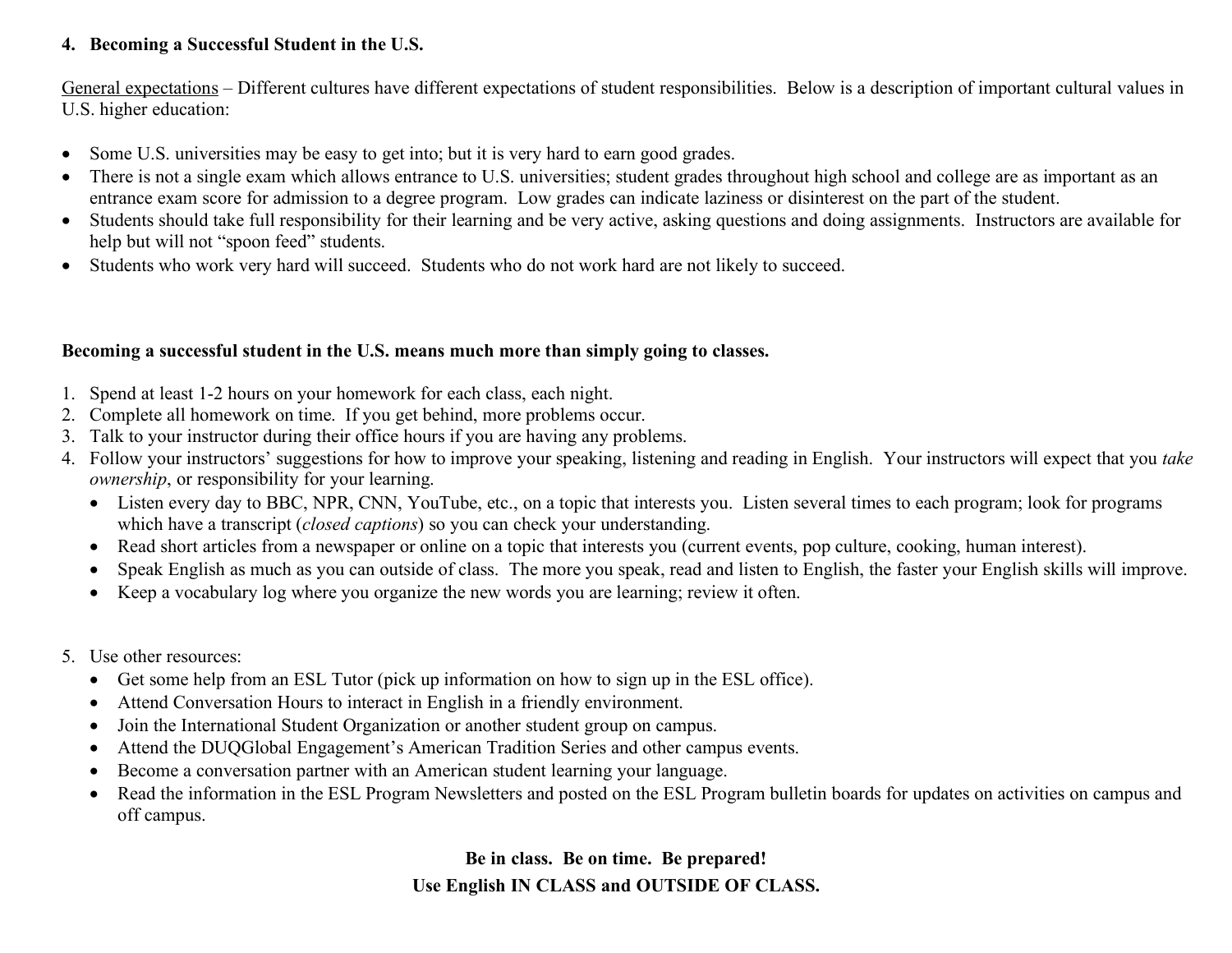## 4. Becoming a Successful Student in the U.S.

General expectations – Different cultures have different expectations of student responsibilities. Below is a description of important cultural values in U.S. higher education:

- Some U.S. universities may be easy to get into; but it is very hard to earn good grades.
- There is not a single exam which allows entrance to U.S. universities; student grades throughout high school and college are as important as an entrance exam score for admission to a degree program. Low grades can indicate laziness or disinterest on the part of the student.
- Students should take full responsibility for their learning and be very active, asking questions and doing assignments. Instructors are available for help but will not "spoon feed" students.
- Students who work very hard will succeed. Students who do not work hard are not likely to succeed.

**Becoming a successful student in the U.S. means much more than simply going to classes.**

1. Spend at least 1-2 hours on your homework for each class, each night.
2. Complete all homework on time. If you get behind, more problems occur.
3. Talk to your instructor during their office hours if you are having any problems.
4. Follow your instructors' suggestions for how to improve your speaking, listening and reading in English. Your instructors will expect that you *take ownership*, or responsibility for your learning.
   - Listen every day to BBC, NPR, CNN, YouTube, etc., on a topic that interests you. Listen several times to each program; look for programs which have a transcript (*closed captions*) so you can check your understanding.
   - Read short articles from a newspaper or online on a topic that interests you (current events, pop culture, cooking, human interest).
   - Speak English as much as you can outside of class. The more you speak, read and listen to English, the faster your English skills will improve.
   - Keep a vocabulary log where you organize the new words you are learning; review it often.

5. Use other resources:
   - Get some help from an ESL Tutor (pick up information on how to sign up in the ESL office).
   - Attend Conversation Hours to interact in English in a friendly environment.
   - Join the International Student Organization or another student group on campus.
   - Attend the DUQGlobal Engagement's American Tradition Series and other campus events.
   - Become a conversation partner with an American student learning your language.
   - Read the information in the ESL Program Newsletters and posted on the ESL Program bulletin boards for updates on activities on campus and off campus.

**Be in class. Be on time. Be prepared!**

**Use English IN CLASS and OUTSIDE OF CLASS.**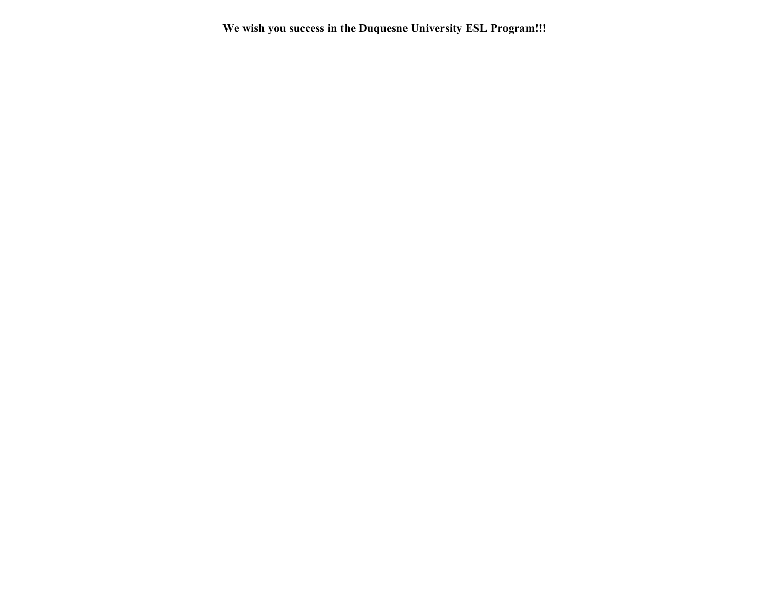**We wish you success in the Duquesne University ESL Program!!!**